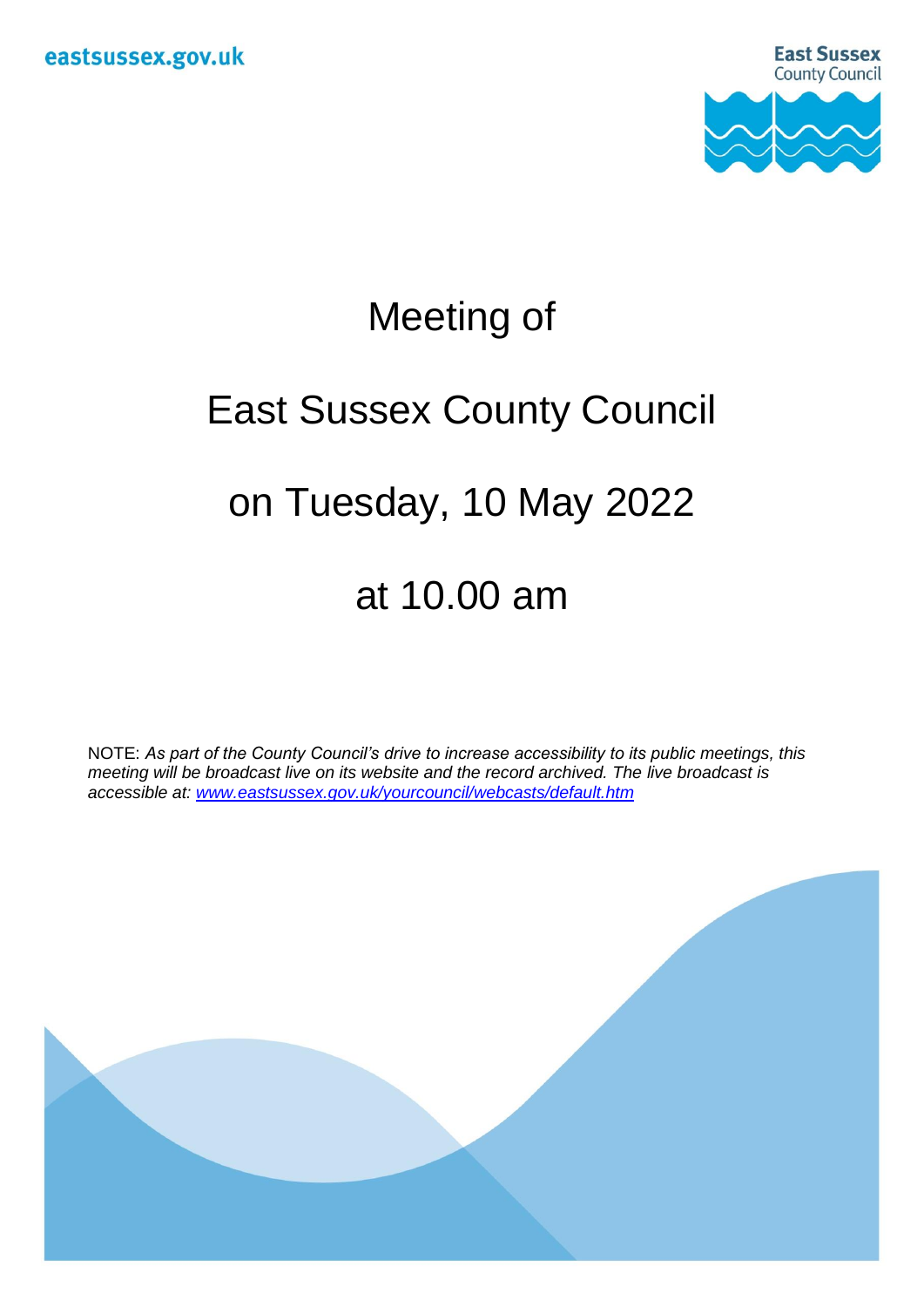eastsussex.gov.uk

East Sussex County Council

# Meeting of

# East Sussex County Council

# on Tuesday, 10 May 2022

# at 10.00 am

NOTE: *As part of the County Council's drive to increase accessibility to its public meetings, this meeting will be broadcast live on its website and the record archived. The live broadcast is accessible at: [www.eastsussex.gov.uk/yourcouncil/webcasts/default.htm](www.eastsussex.gov.uk/yourcouncil/webcasts/default.htm)*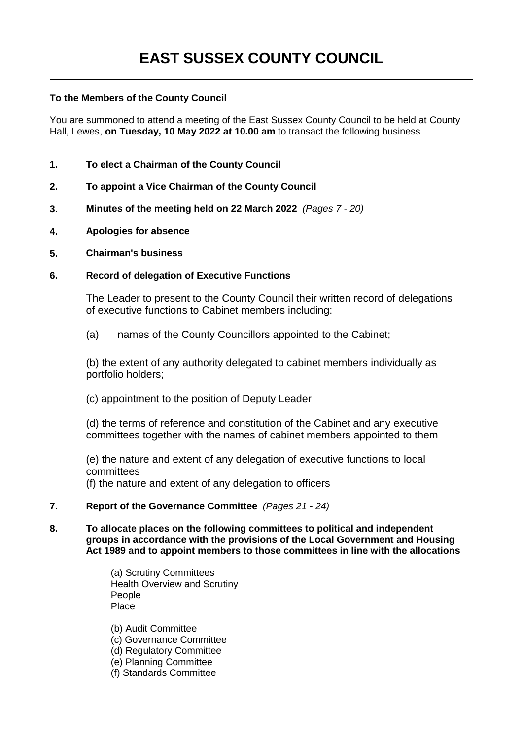# EAST SUSSEX COUNTY COUNCIL

**To the Members of the County Council**

You are summoned to attend a meeting of the East Sussex County Council to be held at County Hall, Lewes, **on Tuesday, 10 May 2022 at 10.00 am** to transact the following business

**1. To elect a Chairman of the County Council**

**2. To appoint a Vice Chairman of the County Council**

**3. Minutes of the meeting held on 22 March 2022** *(Pages 7 - 20)*

**4. Apologies for absence**

**5. Chairman's business**

**6. Record of delegation of Executive Functions**

The Leader to present to the County Council their written record of delegations of executive functions to Cabinet members including:

(a) names of the County Councillors appointed to the Cabinet;

(b) the extent of any authority delegated to cabinet members individually as portfolio holders;

(c) appointment to the position of Deputy Leader

(d) the terms of reference and constitution of the Cabinet and any executive committees together with the names of cabinet members appointed to them

(e) the nature and extent of any delegation of executive functions to local committees
(f) the nature and extent of any delegation to officers

**7. Report of the Governance Committee** *(Pages 21 - 24)*

**8. To allocate places on the following committees to political and independent groups in accordance with the provisions of the Local Government and Housing Act 1989 and to appoint members to those committees in line with the allocations**

(a) Scrutiny Committees
Health Overview and Scrutiny
People
Place

(b) Audit Committee
(c) Governance Committee
(d) Regulatory Committee
(e) Planning Committee
(f) Standards Committee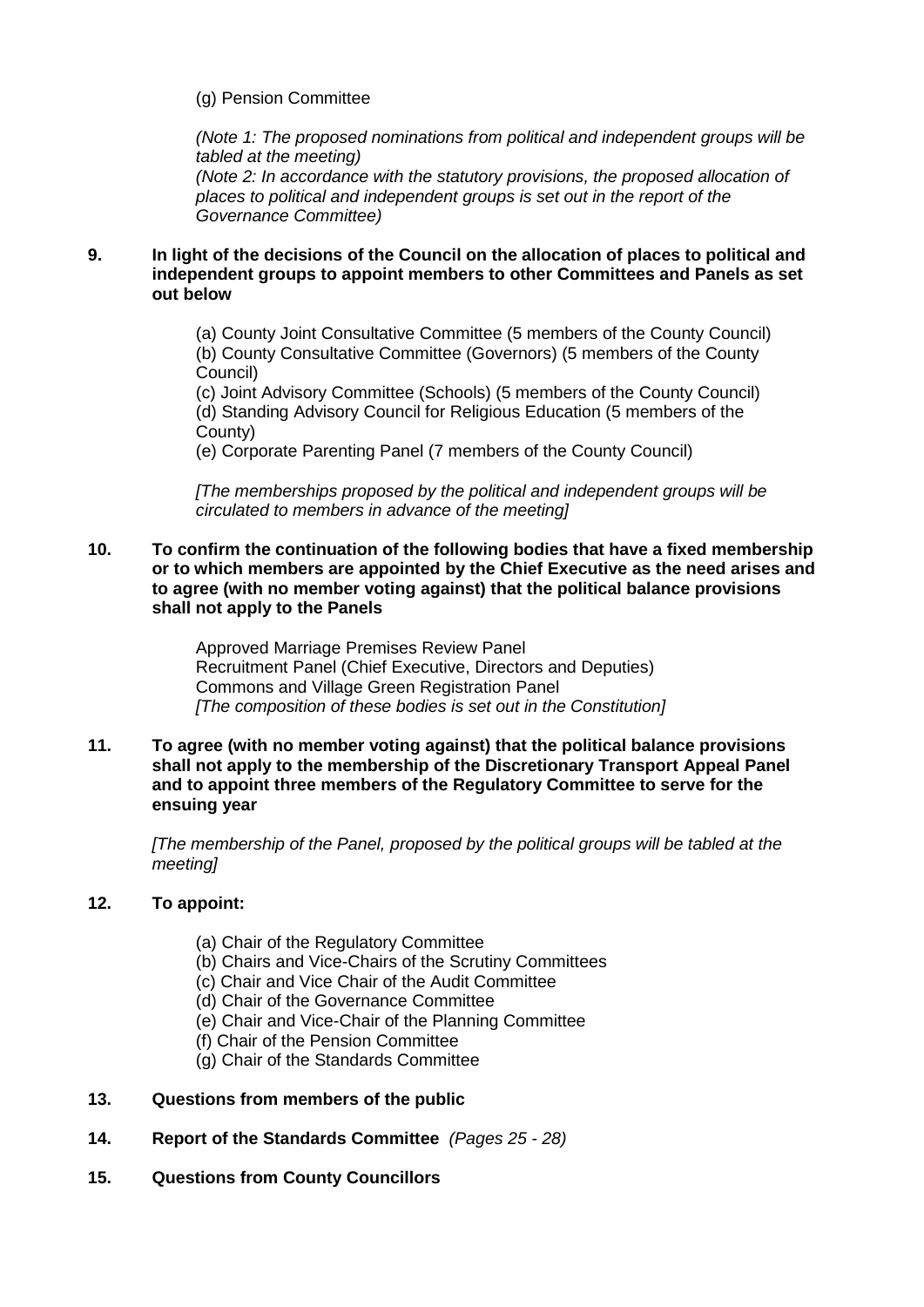(g) Pension Committee

*(Note 1: The proposed nominations from political and independent groups will be tabled at the meeting)*
*(Note 2: In accordance with the statutory provisions, the proposed allocation of places to political and independent groups is set out in the report of the Governance Committee)*

**9. In light of the decisions of the Council on the allocation of places to political and independent groups to appoint members to other Committees and Panels as set out below**

(a) County Joint Consultative Committee (5 members of the County Council)
(b) County Consultative Committee (Governors) (5 members of the County Council)
(c) Joint Advisory Committee (Schools) (5 members of the County Council)
(d) Standing Advisory Council for Religious Education (5 members of the County)
(e) Corporate Parenting Panel (7 members of the County Council)

*[The memberships proposed by the political and independent groups will be circulated to members in advance of the meeting]*

**10. To confirm the continuation of the following bodies that have a fixed membership or to which members are appointed by the Chief Executive as the need arises and to agree (with no member voting against) that the political balance provisions shall not apply to the Panels**

Approved Marriage Premises Review Panel
Recruitment Panel (Chief Executive, Directors and Deputies)
Commons and Village Green Registration Panel
*[The composition of these bodies is set out in the Constitution]*

**11. To agree (with no member voting against) that the political balance provisions shall not apply to the membership of the Discretionary Transport Appeal Panel and to appoint three members of the Regulatory Committee to serve for the ensuing year**

*[The membership of the Panel, proposed by the political groups will be tabled at the meeting]*

**12. To appoint:**

(a) Chair of the Regulatory Committee
(b) Chairs and Vice-Chairs of the Scrutiny Committees
(c) Chair and Vice Chair of the Audit Committee
(d) Chair of the Governance Committee
(e) Chair and Vice-Chair of the Planning Committee
(f) Chair of the Pension Committee
(g) Chair of the Standards Committee

**13. Questions from members of the public**

**14. Report of the Standards Committee** *(Pages 25 - 28)*

**15. Questions from County Councillors**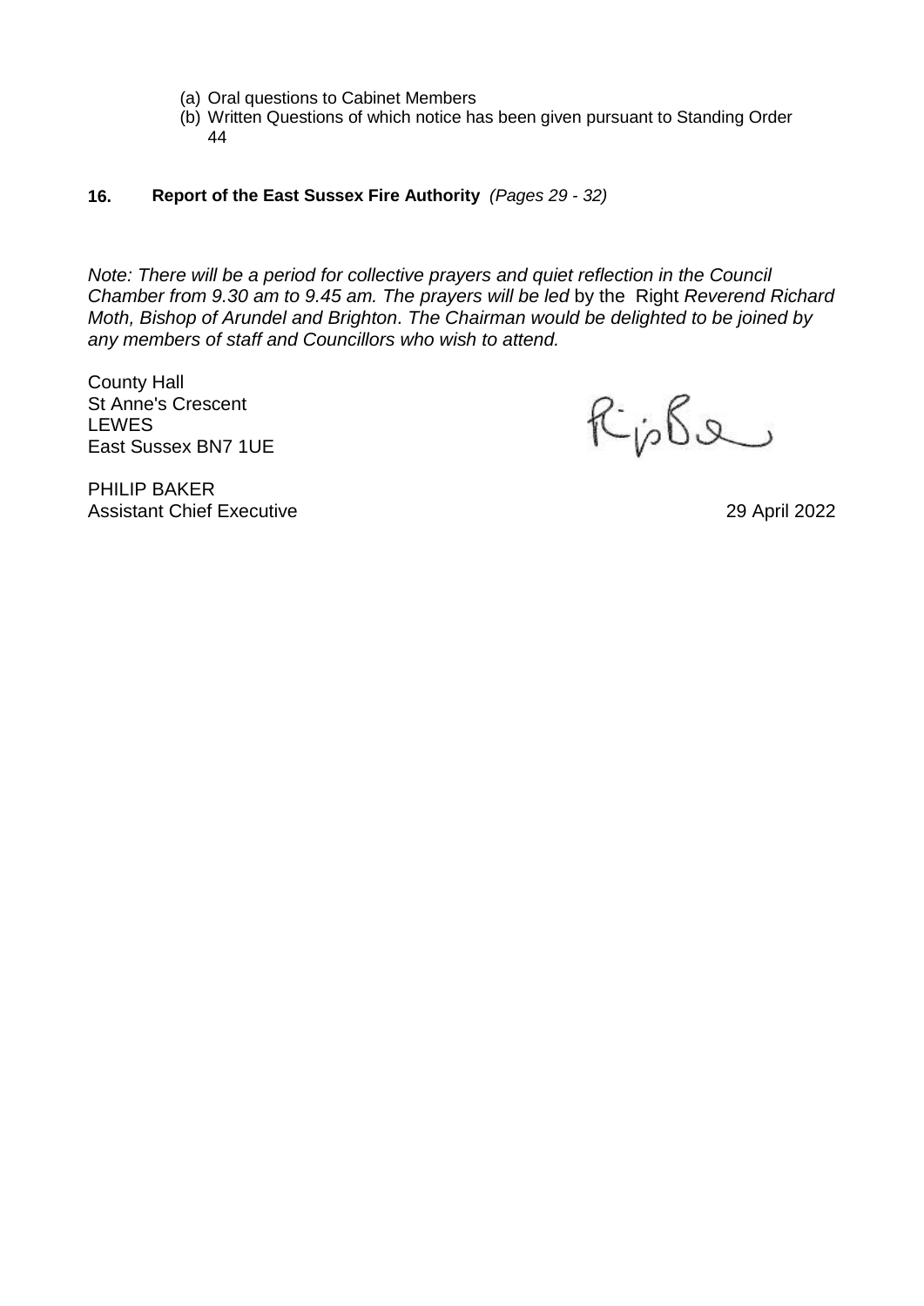(a) Oral questions to Cabinet Members
(b) Written Questions of which notice has been given pursuant to Standing Order 44

**16.** **Report of the East Sussex Fire Authority** *(Pages 29 - 32)*

*Note: There will be a period for collective prayers and quiet reflection in the Council Chamber from 9.30 am to 9.45 am. The prayers will be led* by the Right *Reverend Richard Moth, Bishop of Arundel and Brighton. The Chairman would be delighted to be joined by any members of staff and Councillors who wish to attend.*

County Hall
St Anne's Crescent
LEWES
East Sussex BN7 1UE

PHILIP BAKER
Assistant Chief Executive

29 April 2022